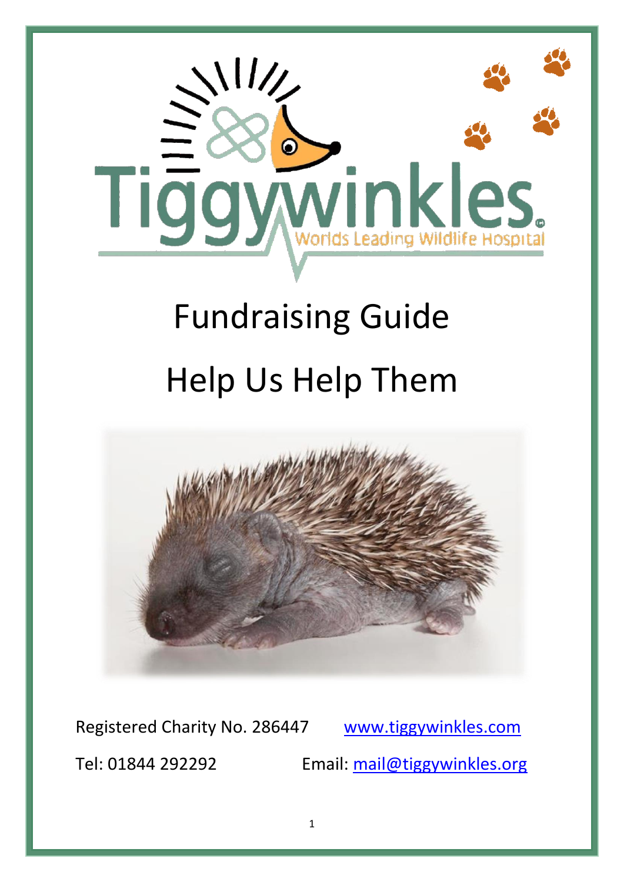Tiggywinkles

Worlds Leading Wildlife Hospital

# Fundraising Guide

# Help Us Help Them

Registered Charity No. 286447 www.tiggywinkles.com

Tel: 01844 292292 Email: mail@tiggywinkles.org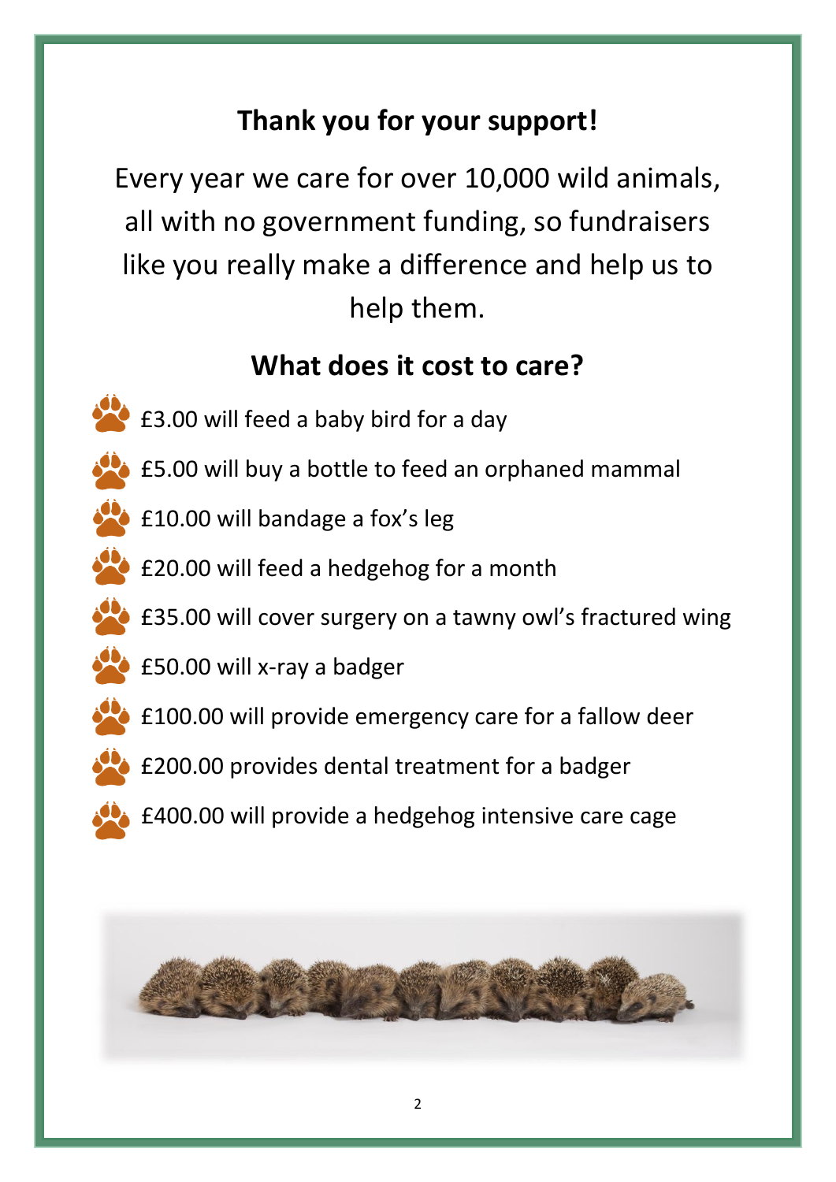## Thank you for your support!

Every year we care for over 10,000 wild animals, all with no government funding, so fundraisers like you really make a difference and help us to help them.

## What does it cost to care?

- £3.00 will feed a baby bird for a day
- £5.00 will buy a bottle to feed an orphaned mammal
- £10.00 will bandage a fox's leg
- £20.00 will feed a hedgehog for a month
- £35.00 will cover surgery on a tawny owl's fractured wing
- £50.00 will x-ray a badger
- £100.00 will provide emergency care for a fallow deer
- £200.00 provides dental treatment for a badger
- £400.00 will provide a hedgehog intensive care cage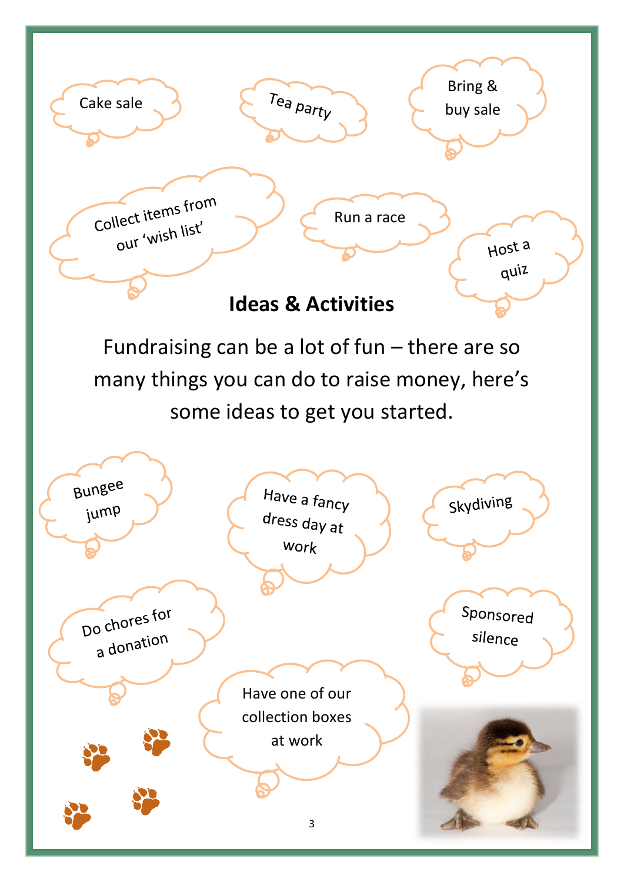- Cake sale
- Tea party
- Bring & buy sale
- Collect items from our 'wish list'
- Run a race
- Host a quiz

## Ideas & Activities

Fundraising can be a lot of fun – there are so many things you can do to raise money, here's some ideas to get you started.

- Bungee jump
- Have a fancy dress day at work
- Skydiving
- Do chores for a donation
- Sponsored silence
- Have one of our collection boxes at work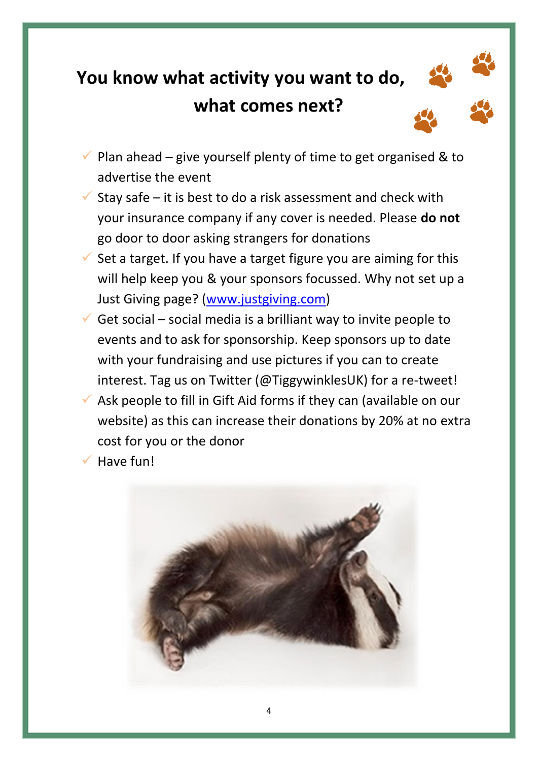# You know what activity you want to do, what comes next?

- Plan ahead – give yourself plenty of time to get organised & to advertise the event
- Stay safe – it is best to do a risk assessment and check with your insurance company if any cover is needed. Please **do not** go door to door asking strangers for donations
- Set a target. If you have a target figure you are aiming for this will help keep you & your sponsors focussed. Why not set up a Just Giving page? (www.justgiving.com)
- Get social – social media is a brilliant way to invite people to events and to ask for sponsorship. Keep sponsors up to date with your fundraising and use pictures if you can to create interest. Tag us on Twitter (@TiggywinklesUK) for a re-tweet!
- Ask people to fill in Gift Aid forms if they can (available on our website) as this can increase their donations by 20% at no extra cost for you or the donor
- Have fun!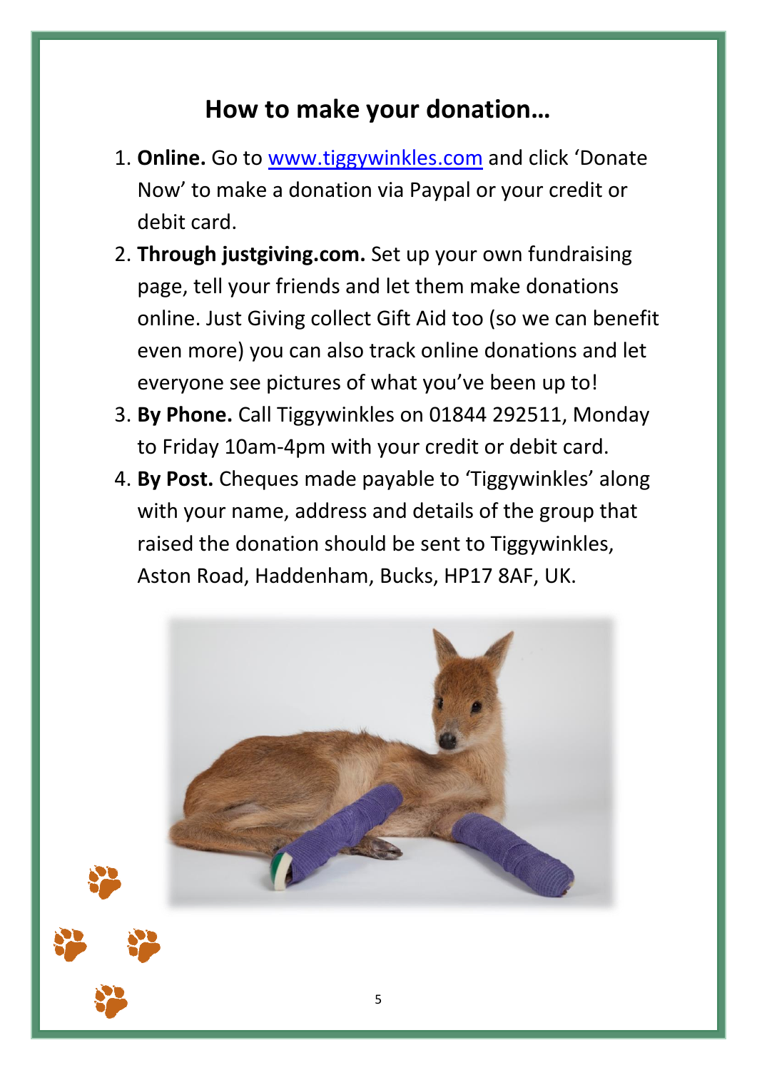## How to make your donation…

1. **Online.** Go to [www.tiggywinkles.com](http://www.tiggywinkles.com) and click 'Donate Now' to make a donation via Paypal or your credit or debit card.
2. **Through justgiving.com.** Set up your own fundraising page, tell your friends and let them make donations online. Just Giving collect Gift Aid too (so we can benefit even more) you can also track online donations and let everyone see pictures of what you've been up to!
3. **By Phone.** Call Tiggywinkles on 01844 292511, Monday to Friday 10am-4pm with your credit or debit card.
4. **By Post.** Cheques made payable to 'Tiggywinkles' along with your name, address and details of the group that raised the donation should be sent to Tiggywinkles, Aston Road, Haddenham, Bucks, HP17 8AF, UK.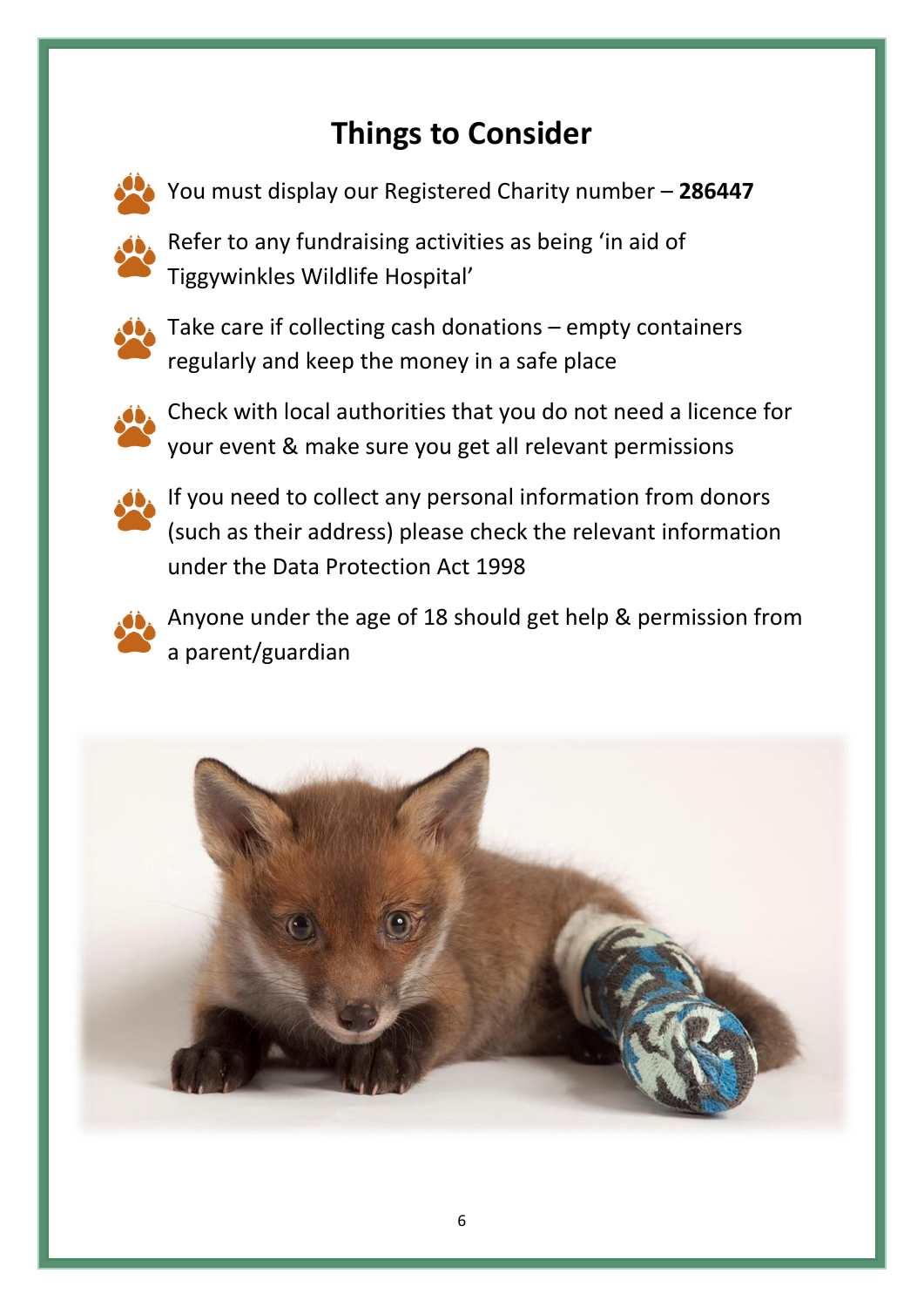# Things to Consider

- You must display our Registered Charity number – **286447**
- Refer to any fundraising activities as being 'in aid of Tiggywinkles Wildlife Hospital'
- Take care if collecting cash donations – empty containers regularly and keep the money in a safe place
- Check with local authorities that you do not need a licence for your event & make sure you get all relevant permissions
- If you need to collect any personal information from donors (such as their address) please check the relevant information under the Data Protection Act 1998
- Anyone under the age of 18 should get help & permission from a parent/guardian